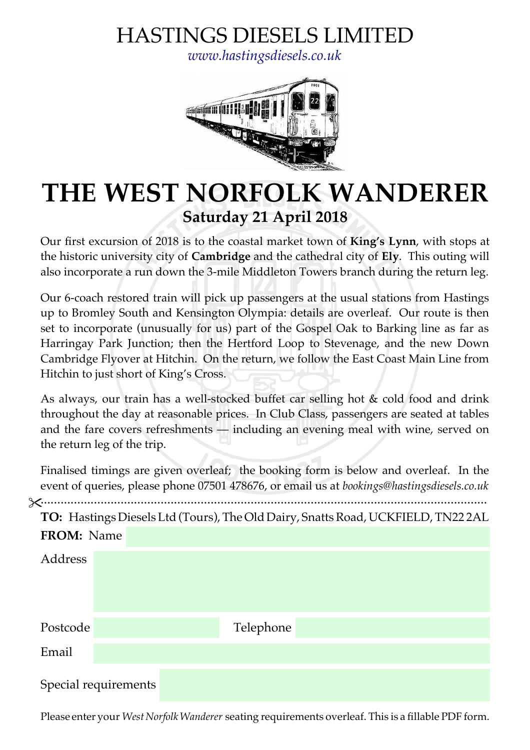# HASTINGS DIESELS LIMITED

*www.hastingsdiesels.co.uk*

# THE WEST NORFOLK WANDERER

## Saturday 21 April 2018

Our first excursion of 2018 is to the coastal market town of **King's Lynn**, with stops at the historic university city of **Cambridge** and the cathedral city of **Ely**. This outing will also incorporate a run down the 3-mile Middleton Towers branch during the return leg.

Our 6-coach restored train will pick up passengers at the usual stations from Hastings up to Bromley South and Kensington Olympia: details are overleaf. Our route is then set to incorporate (unusually for us) part of the Gospel Oak to Barking line as far as Harringay Park Junction; then the Hertford Loop to Stevenage, and the new Down Cambridge Flyover at Hitchin. On the return, we follow the East Coast Main Line from Hitchin to just short of King's Cross.

As always, our train has a well-stocked buffet car selling hot & cold food and drink throughout the day at reasonable prices. In Club Class, passengers are seated at tables and the fare covers refreshments — including an evening meal with wine, served on the return leg of the trip.

Finalised timings are given overleaf; the booking form is below and overleaf. In the event of queries, please phone 07501 478676, or email us at *bookings@hastingsdiesels.co.uk*

---

**TO:** Hastings Diesels Ltd (Tours), The Old Dairy, Snatts Road, UCKFIELD, TN22 2AL

**FROM:** Name

Address

Postcode

Telephone

Email

Special requirements

Please enter your *West Norfolk Wanderer* seating requirements overleaf. This is a fillable PDF form.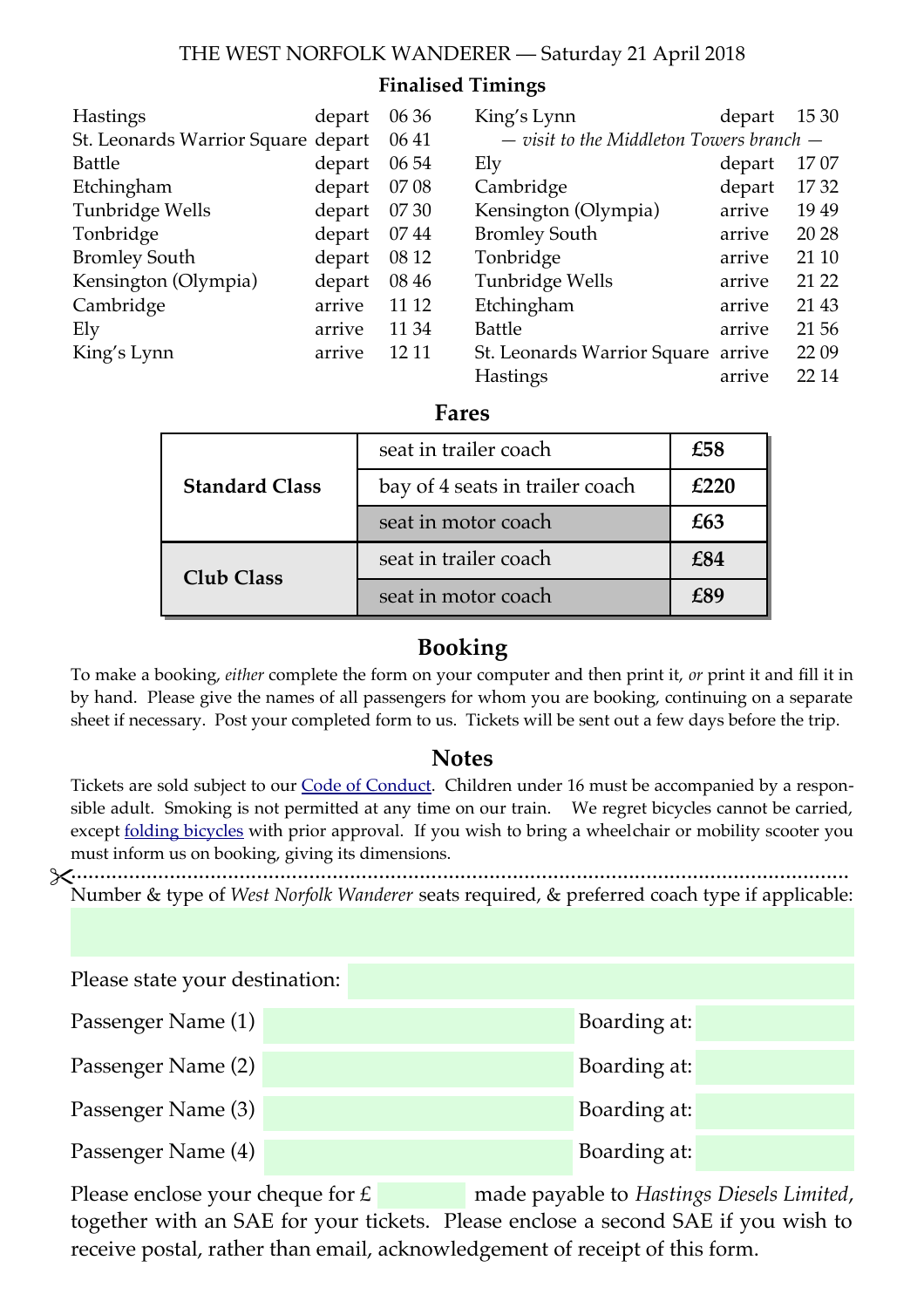THE WEST NORFOLK WANDERER — Saturday 21 April 2018

## Finalised Timings

| | | |
|---|---|---|
| Hastings | depart | 06 36 |
| St. Leonards Warrior Square | depart | 06 41 |
| Battle | depart | 06 54 |
| Etchingham | depart | 07 08 |
| Tunbridge Wells | depart | 07 30 |
| Tonbridge | depart | 07 44 |
| Bromley South | depart | 08 12 |
| Kensington (Olympia) | depart | 08 46 |
| Cambridge | arrive | 11 12 |
| Ely | arrive | 11 34 |
| King's Lynn | arrive | 12 11 |

| | | |
|---|---|---|
| King's Lynn | depart | 15 30 |
| *— visit to the Middleton Towers branch —* | | |
| Ely | depart | 17 07 |
| Cambridge | depart | 17 32 |
| Kensington (Olympia) | arrive | 19 49 |
| Bromley South | arrive | 20 28 |
| Tonbridge | arrive | 21 10 |
| Tunbridge Wells | arrive | 21 22 |
| Etchingham | arrive | 21 43 |
| Battle | arrive | 21 56 |
| St. Leonards Warrior Square | arrive | 22 09 |
| Hastings | arrive | 22 14 |

## Fares

| | | |
|---|---|---|
| **Standard Class** | seat in trailer coach | **£58** |
| | bay of 4 seats in trailer coach | **£220** |
| | seat in motor coach | **£63** |
| **Club Class** | seat in trailer coach | **£84** |
| | seat in motor coach | **£89** |

## Booking

To make a booking, *either* complete the form on your computer and then print it, *or* print it and fill it in by hand. Please give the names of all passengers for whom you are booking, continuing on a separate sheet if necessary. Post your completed form to us. Tickets will be sent out a few days before the trip.

## Notes

Tickets are sold subject to our Code of Conduct. Children under 16 must be accompanied by a responsible adult. Smoking is not permitted at any time on our train. We regret bicycles cannot be carried, except folding bicycles with prior approval. If you wish to bring a wheelchair or mobility scooter you must inform us on booking, giving its dimensions.

Number & type of *West Norfolk Wanderer* seats required, & preferred coach type if applicable:

Please state your destination:

Passenger Name (1) Boarding at:

Passenger Name (2) Boarding at:

Passenger Name (3) Boarding at:

Passenger Name (4) Boarding at:

Please enclose your cheque for £ made payable to *Hastings Diesels Limited*, together with an SAE for your tickets. Please enclose a second SAE if you wish to receive postal, rather than email, acknowledgement of receipt of this form.